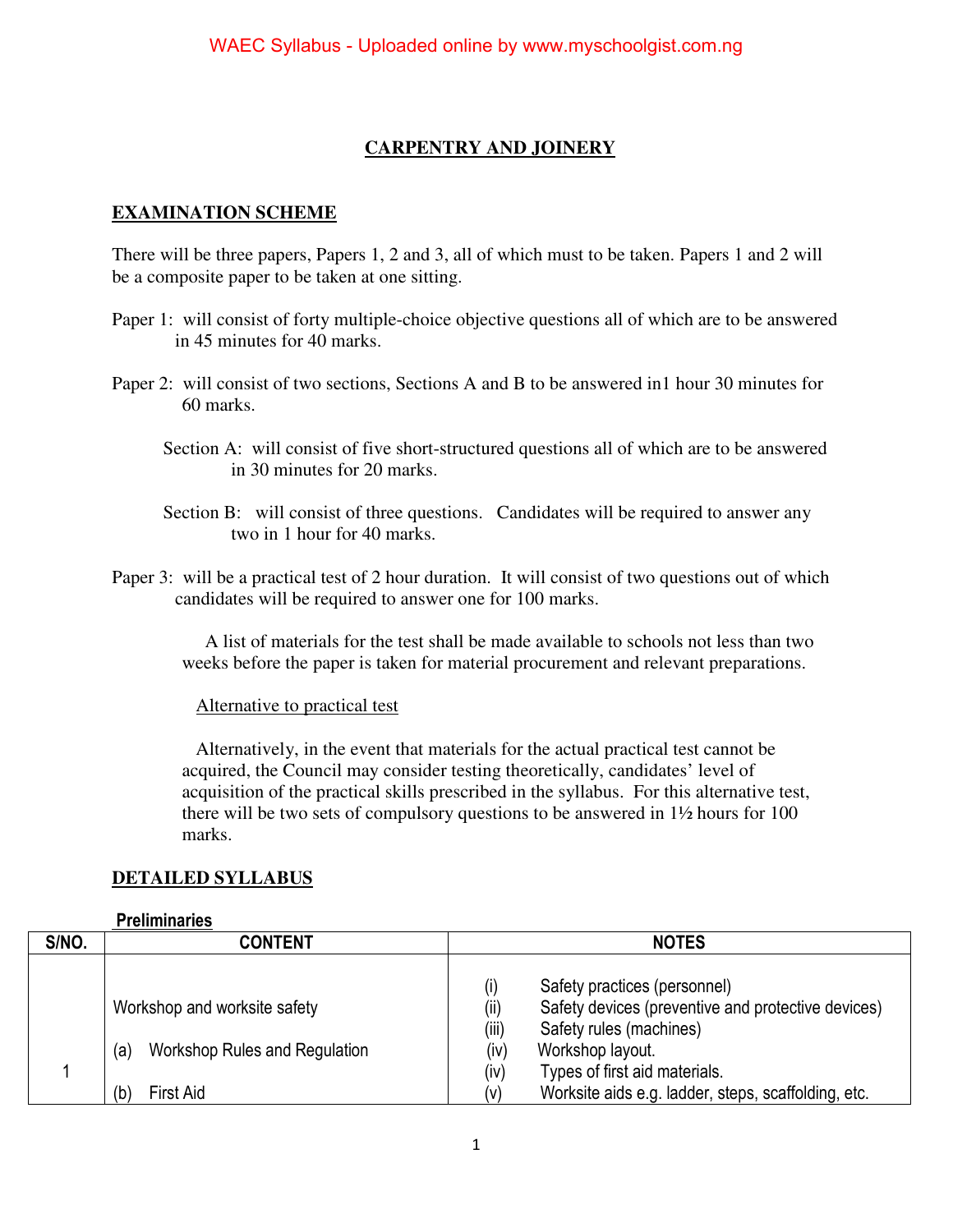# CARPENTRY AND JOINERY

## EXAMINATION SCHEME

There will be three papers, Papers 1, 2 and 3, all of which must to be taken. Papers 1 and 2 will be a composite paper to be taken at one sitting.

Paper 1: will consist of forty multiple-choice objective questions all of which are to be answered in 45 minutes for 40 marks.

Paper 2: will consist of two sections, Sections A and B to be answered in1 hour 30 minutes for 60 marks.

Section A: will consist of five short-structured questions all of which are to be answered in 30 minutes for 20 marks.

Section B: will consist of three questions. Candidates will be required to answer any two in 1 hour for 40 marks.

Paper 3: will be a practical test of 2 hour duration. It will consist of two questions out of which candidates will be required to answer one for 100 marks.

A list of materials for the test shall be made available to schools not less than two weeks before the paper is taken for material procurement and relevant preparations.

Alternative to practical test

Alternatively, in the event that materials for the actual practical test cannot be acquired, the Council may consider testing theoretically, candidates' level of acquisition of the practical skills prescribed in the syllabus. For this alternative test, there will be two sets of compulsory questions to be answered in 1½ hours for 100 marks.

## DETAILED SYLLABUS

**Preliminaries**

| S/NO. | CONTENT | NOTES |
|---|---|---|
| 1 | Workshop and worksite safety<br>(a) Workshop Rules and Regulation<br>(b) First Aid | (i) Safety practices (personnel)<br>(ii) Safety devices (preventive and protective devices)<br>(iii) Safety rules (machines)<br>(iv) Workshop layout.<br>(iv) Types of first aid materials.<br>(v) Worksite aids e.g. ladder, steps, scaffolding, etc. |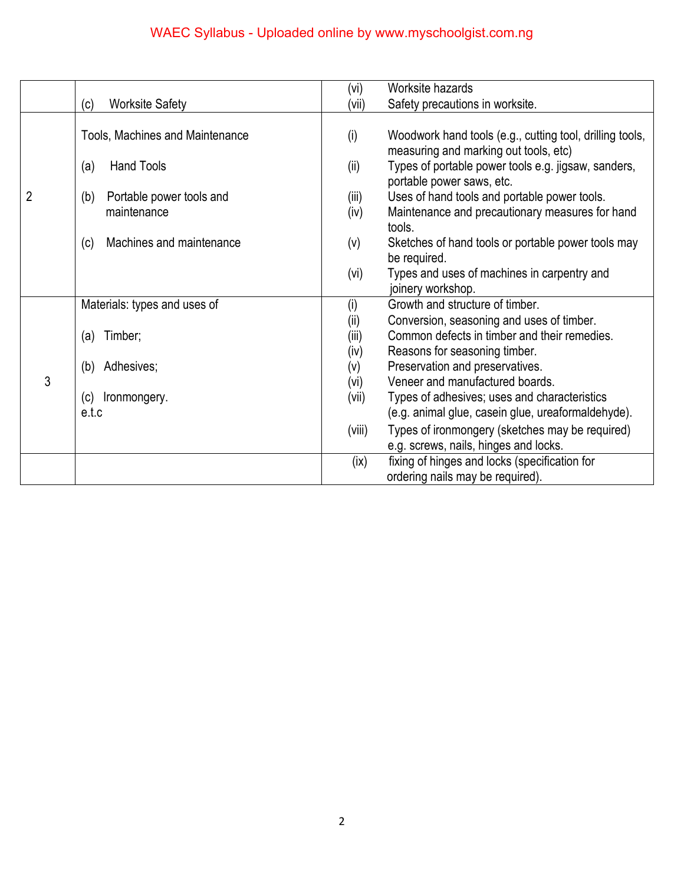| | | |
|---|---|---|
| | (c) Worksite Safety | (vi) Worksite hazards<br>(vii) Safety precautions in worksite. |
| 2 | Tools, Machines and Maintenance<br><br>(a) Hand Tools<br><br>(b) Portable power tools and maintenance<br><br>(c) Machines and maintenance | (i) Woodwork hand tools (e.g., cutting tool, drilling tools, measuring and marking out tools, etc)<br>(ii) Types of portable power tools e.g. jigsaw, sanders, portable power saws, etc.<br>(iii) Uses of hand tools and portable power tools.<br>(iv) Maintenance and precautionary measures for hand tools.<br>(v) Sketches of hand tools or portable power tools may be required.<br>(vi) Types and uses of machines in carpentry and joinery workshop. |
| 3 | Materials: types and uses of<br><br>(a) Timber;<br><br>(b) Adhesives;<br><br>(c) Ironmongery.<br>e.t.c | (i) Growth and structure of timber.<br>(ii) Conversion, seasoning and uses of timber.<br>(iii) Common defects in timber and their remedies.<br>(iv) Reasons for seasoning timber.<br>(v) Preservation and preservatives.<br>(vi) Veneer and manufactured boards.<br>(vii) Types of adhesives; uses and characteristics (e.g. animal glue, casein glue, ureaformaldehyde).<br>(viii) Types of ironmongery (sketches may be required) e.g. screws, nails, hinges and locks. |
| | | (ix) fixing of hinges and locks (specification for ordering nails may be required). |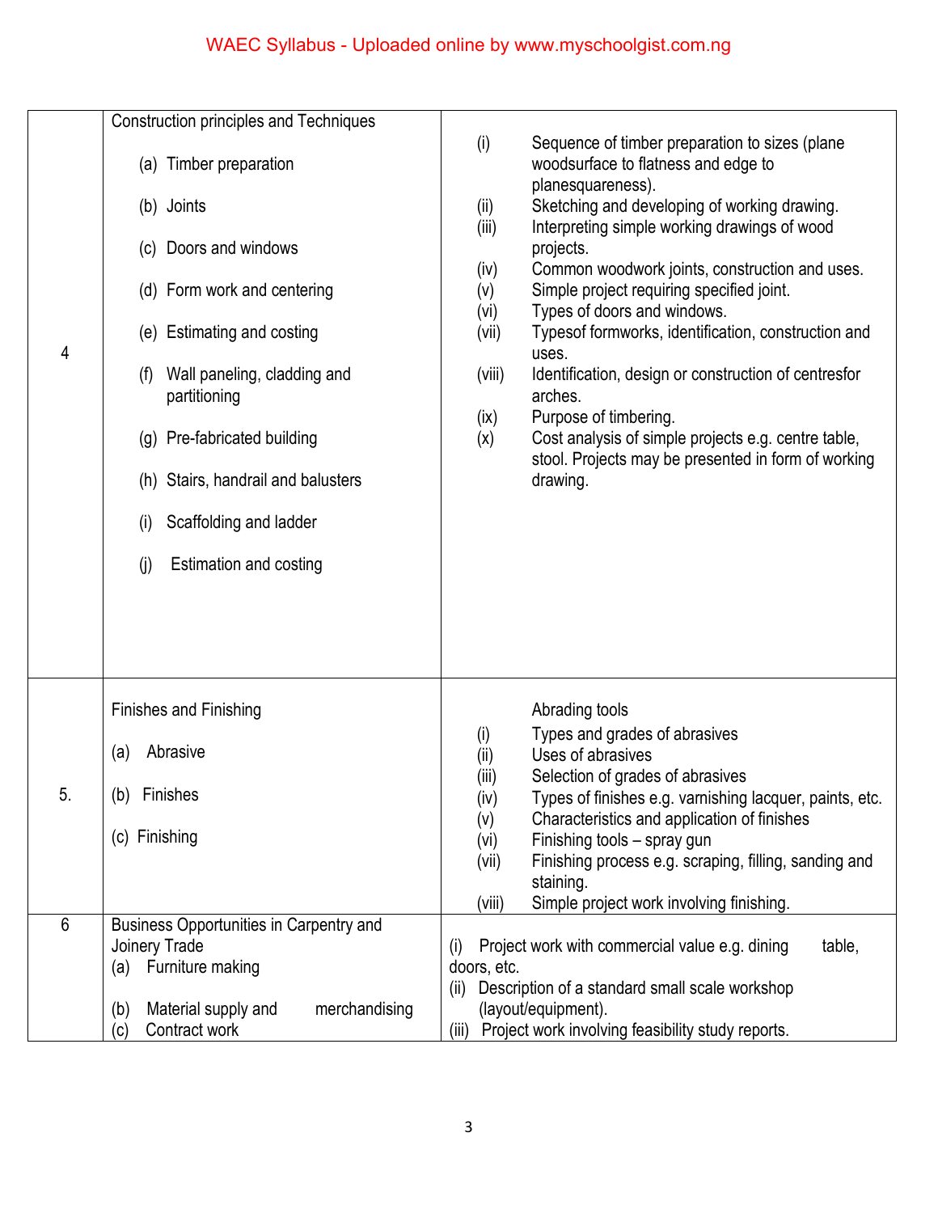| | | |
|---|---|---|
| 4 | Construction principles and Techniques<br><br>(a) Timber preparation<br><br>(b) Joints<br><br>(c) Doors and windows<br><br>(d) Form work and centering<br><br>(e) Estimating and costing<br><br>(f) Wall paneling, cladding and partitioning<br><br>(g) Pre-fabricated building<br><br>(h) Stairs, handrail and balusters<br><br>(i) Scaffolding and ladder<br><br>(j) Estimation and costing | (i) Sequence of timber preparation to sizes (plane woodsurface to flatness and edge to planesquareness).<br>(ii) Sketching and developing of working drawing.<br>(iii) Interpreting simple working drawings of wood projects.<br>(iv) Common woodwork joints, construction and uses.<br>(v) Simple project requiring specified joint.<br>(vi) Types of doors and windows.<br>(vii) Typesof formworks, identification, construction and uses.<br>(viii) Identification, design or construction of centresfor arches.<br>(ix) Purpose of timbering.<br>(x) Cost analysis of simple projects e.g. centre table, stool. Projects may be presented in form of working drawing. |
| 5. | Finishes and Finishing<br><br>(a) Abrasive<br><br>(b) Finishes<br><br>(c) Finishing | Abrading tools<br>(i) Types and grades of abrasives<br>(ii) Uses of abrasives<br>(iii) Selection of grades of abrasives<br>(iv) Types of finishes e.g. varnishing lacquer, paints, etc.<br>(v) Characteristics and application of finishes<br>(vi) Finishing tools – spray gun<br>(vii) Finishing process e.g. scraping, filling, sanding and staining.<br>(viii) Simple project work involving finishing. |
| 6 | Business Opportunities in Carpentry and Joinery Trade<br>(a) Furniture making<br><br>(b) Material supply and merchandising<br>(c) Contract work | (i) Project work with commercial value e.g. dining table, doors, etc.<br>(ii) Description of a standard small scale workshop (layout/equipment).<br>(iii) Project work involving feasibility study reports. |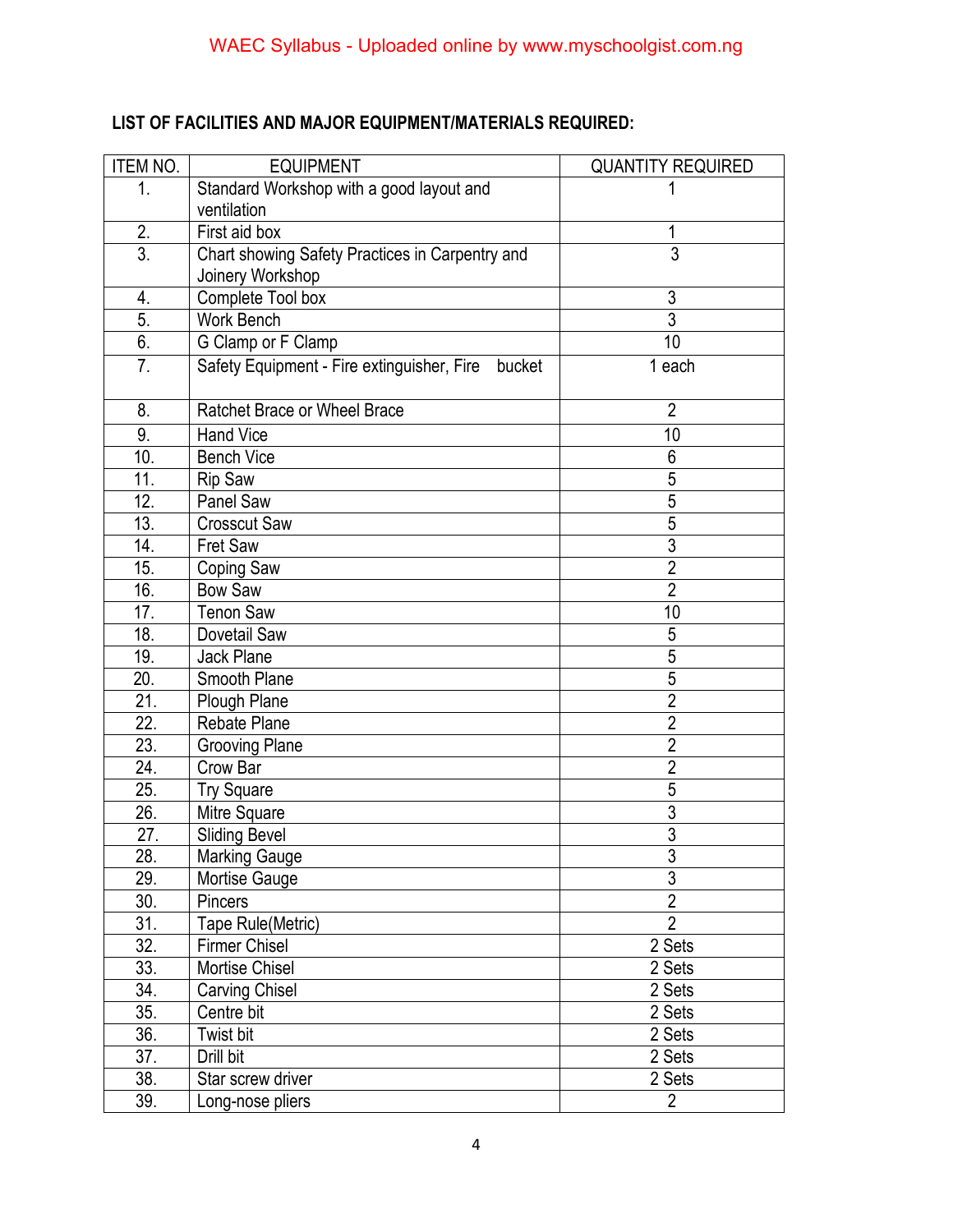**LIST OF FACILITIES AND MAJOR EQUIPMENT/MATERIALS REQUIRED:**

| ITEM NO. | EQUIPMENT | QUANTITY REQUIRED |
|---|---|---|
| 1. | Standard Workshop with a good layout and ventilation | 1 |
| 2. | First aid box | 1 |
| 3. | Chart showing Safety Practices in Carpentry and Joinery Workshop | 3 |
| 4. | Complete Tool box | 3 |
| 5. | Work Bench | 3 |
| 6. | G Clamp or F Clamp | 10 |
| 7. | Safety Equipment - Fire extinguisher, Fire bucket | 1 each |
| 8. | Ratchet Brace or Wheel Brace | 2 |
| 9. | Hand Vice | 10 |
| 10. | Bench Vice | 6 |
| 11. | Rip Saw | 5 |
| 12. | Panel Saw | 5 |
| 13. | Crosscut Saw | 5 |
| 14. | Fret Saw | 3 |
| 15. | Coping Saw | 2 |
| 16. | Bow Saw | 2 |
| 17. | Tenon Saw | 10 |
| 18. | Dovetail Saw | 5 |
| 19. | Jack Plane | 5 |
| 20. | Smooth Plane | 5 |
| 21. | Plough Plane | 2 |
| 22. | Rebate Plane | 2 |
| 23. | Grooving Plane | 2 |
| 24. | Crow Bar | 2 |
| 25. | Try Square | 5 |
| 26. | Mitre Square | 3 |
| 27. | Sliding Bevel | 3 |
| 28. | Marking Gauge | 3 |
| 29. | Mortise Gauge | 3 |
| 30. | Pincers | 2 |
| 31. | Tape Rule(Metric) | 2 |
| 32. | Firmer Chisel | 2 Sets |
| 33. | Mortise Chisel | 2 Sets |
| 34. | Carving Chisel | 2 Sets |
| 35. | Centre bit | 2 Sets |
| 36. | Twist bit | 2 Sets |
| 37. | Drill bit | 2 Sets |
| 38. | Star screw driver | 2 Sets |
| 39. | Long-nose pliers | 2 |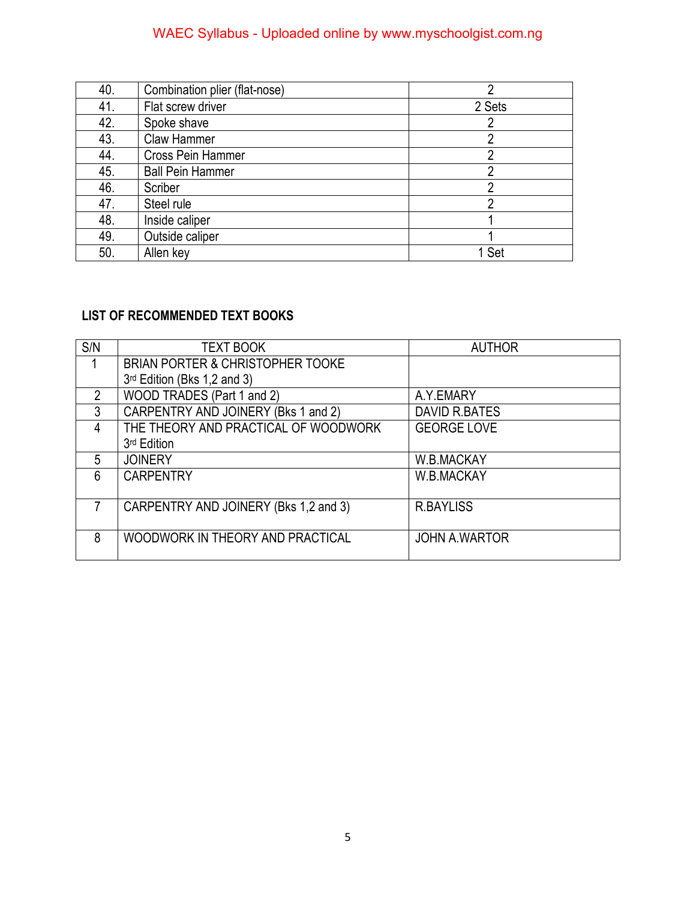| | | |
|---|---|---|
| 40. | Combination plier (flat-nose) | 2 |
| 41. | Flat screw driver | 2 Sets |
| 42. | Spoke shave | 2 |
| 43. | Claw Hammer | 2 |
| 44. | Cross Pein Hammer | 2 |
| 45. | Ball Pein Hammer | 2 |
| 46. | Scriber | 2 |
| 47. | Steel rule | 2 |
| 48. | Inside caliper | 1 |
| 49. | Outside caliper | 1 |
| 50. | Allen key | 1 Set |

**LIST OF RECOMMENDED TEXT BOOKS**

| S/N | TEXT BOOK | AUTHOR |
|---|---|---|
| 1 | BRIAN PORTER & CHRISTOPHER TOOKE 3rd Edition (Bks 1,2 and 3) | |
| 2 | WOOD TRADES (Part 1 and 2) | A.Y.EMARY |
| 3 | CARPENTRY AND JOINERY (Bks 1 and 2) | DAVID R.BATES |
| 4 | THE THEORY AND PRACTICAL OF WOODWORK 3rd Edition | GEORGE LOVE |
| 5 | JOINERY | W.B.MACKAY |
| 6 | CARPENTRY | W.B.MACKAY |
| 7 | CARPENTRY AND JOINERY (Bks 1,2 and 3) | R.BAYLISS |
| 8 | WOODWORK IN THEORY AND PRACTICAL | JOHN A.WARTOR |